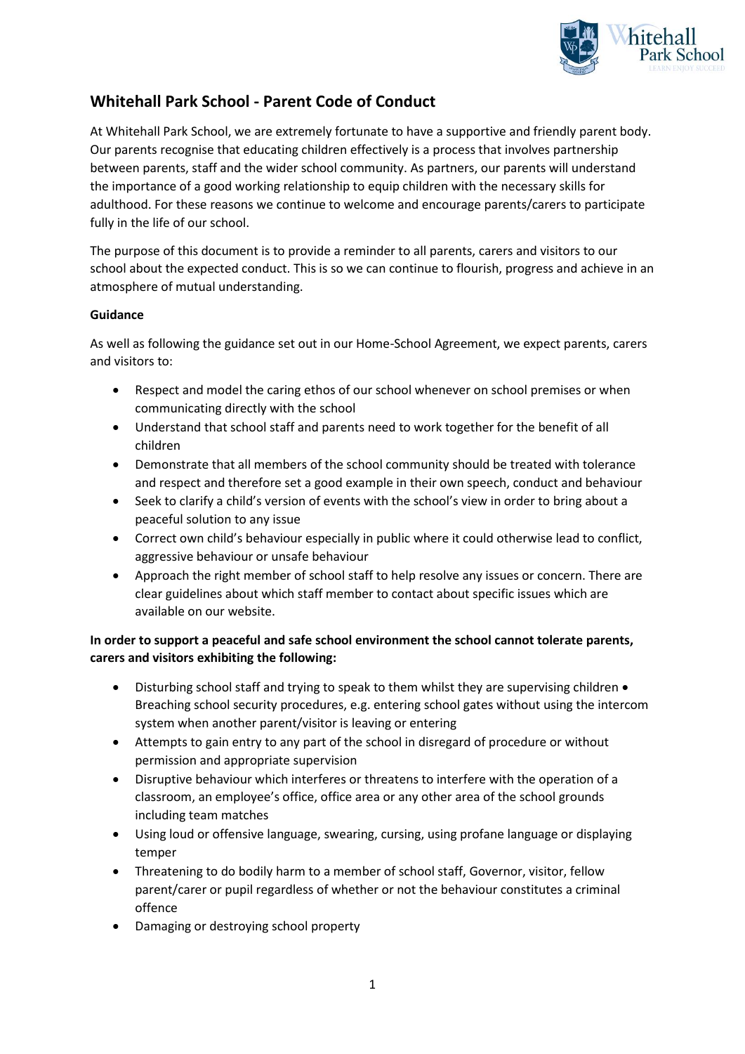## Whitehall Park School - Parent Code of Conduct

At Whitehall Park School, we are extremely fortunate to have a supportive and friendly parent body. Our parents recognise that educating children effectively is a process that involves partnership between parents, staff and the wider school community. As partners, our parents will understand the importance of a good working relationship to equip children with the necessary skills for adulthood. For these reasons we continue to welcome and encourage parents/carers to participate fully in the life of our school.

The purpose of this document is to provide a reminder to all parents, carers and visitors to our school about the expected conduct. This is so we can continue to flourish, progress and achieve in an atmosphere of mutual understanding.

**Guidance**

As well as following the guidance set out in our Home-School Agreement, we expect parents, carers and visitors to:

- Respect and model the caring ethos of our school whenever on school premises or when communicating directly with the school
- Understand that school staff and parents need to work together for the benefit of all children
- Demonstrate that all members of the school community should be treated with tolerance and respect and therefore set a good example in their own speech, conduct and behaviour
- Seek to clarify a child's version of events with the school's view in order to bring about a peaceful solution to any issue
- Correct own child's behaviour especially in public where it could otherwise lead to conflict, aggressive behaviour or unsafe behaviour
- Approach the right member of school staff to help resolve any issues or concern. There are clear guidelines about which staff member to contact about specific issues which are available on our website.

**In order to support a peaceful and safe school environment the school cannot tolerate parents, carers and visitors exhibiting the following:**

- Disturbing school staff and trying to speak to them whilst they are supervising children
- Breaching school security procedures, e.g. entering school gates without using the intercom system when another parent/visitor is leaving or entering
- Attempts to gain entry to any part of the school in disregard of procedure or without permission and appropriate supervision
- Disruptive behaviour which interferes or threatens to interfere with the operation of a classroom, an employee's office, office area or any other area of the school grounds including team matches
- Using loud or offensive language, swearing, cursing, using profane language or displaying temper
- Threatening to do bodily harm to a member of school staff, Governor, visitor, fellow parent/carer or pupil regardless of whether or not the behaviour constitutes a criminal offence
- Damaging or destroying school property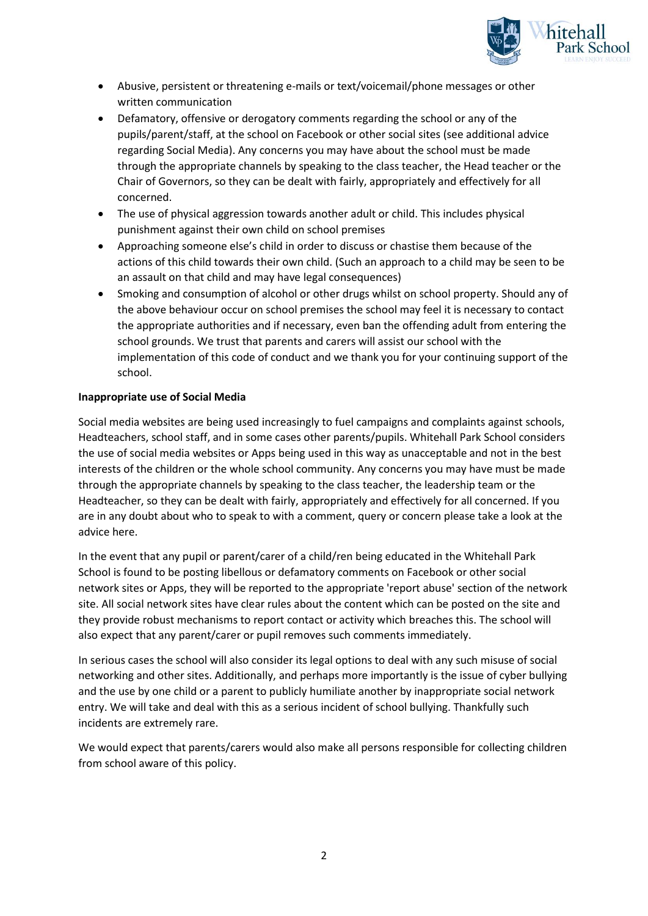- Abusive, persistent or threatening e-mails or text/voicemail/phone messages or other written communication
- Defamatory, offensive or derogatory comments regarding the school or any of the pupils/parent/staff, at the school on Facebook or other social sites (see additional advice regarding Social Media). Any concerns you may have about the school must be made through the appropriate channels by speaking to the class teacher, the Head teacher or the Chair of Governors, so they can be dealt with fairly, appropriately and effectively for all concerned.
- The use of physical aggression towards another adult or child. This includes physical punishment against their own child on school premises
- Approaching someone else's child in order to discuss or chastise them because of the actions of this child towards their own child. (Such an approach to a child may be seen to be an assault on that child and may have legal consequences)
- Smoking and consumption of alcohol or other drugs whilst on school property. Should any of the above behaviour occur on school premises the school may feel it is necessary to contact the appropriate authorities and if necessary, even ban the offending adult from entering the school grounds. We trust that parents and carers will assist our school with the implementation of this code of conduct and we thank you for your continuing support of the school.

**Inappropriate use of Social Media**

Social media websites are being used increasingly to fuel campaigns and complaints against schools, Headteachers, school staff, and in some cases other parents/pupils. Whitehall Park School considers the use of social media websites or Apps being used in this way as unacceptable and not in the best interests of the children or the whole school community. Any concerns you may have must be made through the appropriate channels by speaking to the class teacher, the leadership team or the Headteacher, so they can be dealt with fairly, appropriately and effectively for all concerned. If you are in any doubt about who to speak to with a comment, query or concern please take a look at the advice here.

In the event that any pupil or parent/carer of a child/ren being educated in the Whitehall Park School is found to be posting libellous or defamatory comments on Facebook or other social network sites or Apps, they will be reported to the appropriate 'report abuse' section of the network site. All social network sites have clear rules about the content which can be posted on the site and they provide robust mechanisms to report contact or activity which breaches this. The school will also expect that any parent/carer or pupil removes such comments immediately.

In serious cases the school will also consider its legal options to deal with any such misuse of social networking and other sites. Additionally, and perhaps more importantly is the issue of cyber bullying and the use by one child or a parent to publicly humiliate another by inappropriate social network entry. We will take and deal with this as a serious incident of school bullying. Thankfully such incidents are extremely rare.

We would expect that parents/carers would also make all persons responsible for collecting children from school aware of this policy.